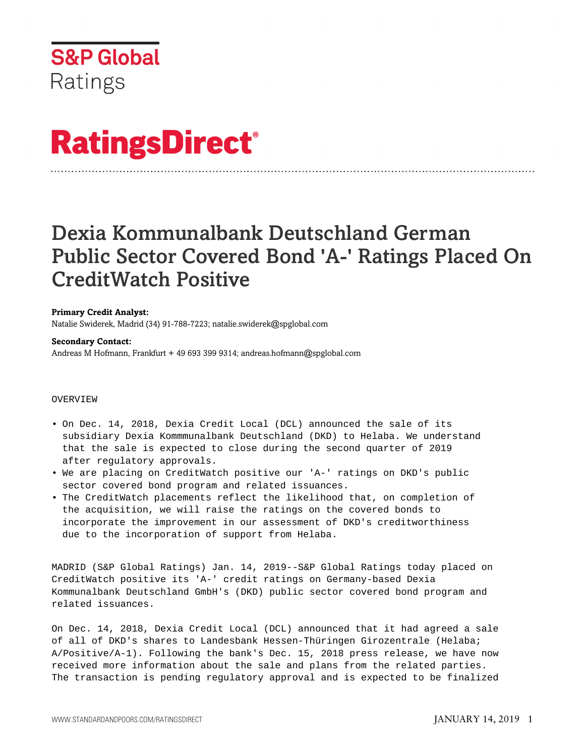S&P Global
Ratings

# RatingsDirect®

# Dexia Kommunalbank Deutschland German Public Sector Covered Bond 'A-' Ratings Placed On CreditWatch Positive

**Primary Credit Analyst:**
Natalie Swiderek, Madrid (34) 91-788-7223; natalie.swiderek@spglobal.com

**Secondary Contact:**
Andreas M Hofmann, Frankfurt + 49 693 399 9314; andreas.hofmann@spglobal.com

## OVERVIEW

- On Dec. 14, 2018, Dexia Credit Local (DCL) announced the sale of its subsidiary Dexia Kommmunalbank Deutschland (DKD) to Helaba. We understand that the sale is expected to close during the second quarter of 2019 after regulatory approvals.
- We are placing on CreditWatch positive our 'A-' ratings on DKD's public sector covered bond program and related issuances.
- The CreditWatch placements reflect the likelihood that, on completion of the acquisition, we will raise the ratings on the covered bonds to incorporate the improvement in our assessment of DKD's creditworthiness due to the incorporation of support from Helaba.

MADRID (S&P Global Ratings) Jan. 14, 2019--S&P Global Ratings today placed on CreditWatch positive its 'A-' credit ratings on Germany-based Dexia Kommunalbank Deutschland GmbH's (DKD) public sector covered bond program and related issuances.

On Dec. 14, 2018, Dexia Credit Local (DCL) announced that it had agreed a sale of all of DKD's shares to Landesbank Hessen-Thüringen Girozentrale (Helaba; A/Positive/A-1). Following the bank's Dec. 15, 2018 press release, we have now received more information about the sale and plans from the related parties. The transaction is pending regulatory approval and is expected to be finalized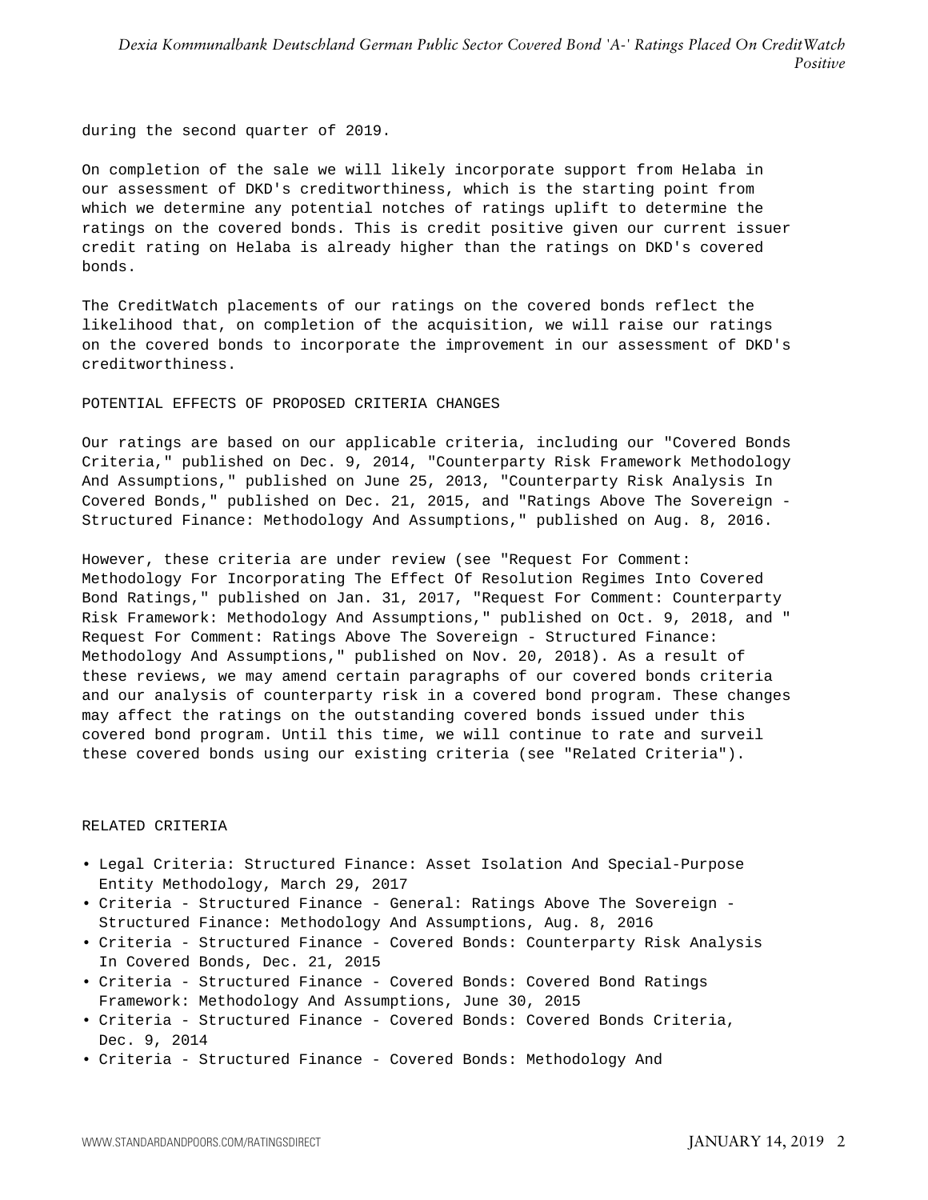during the second quarter of 2019.

On completion of the sale we will likely incorporate support from Helaba in our assessment of DKD's creditworthiness, which is the starting point from which we determine any potential notches of ratings uplift to determine the ratings on the covered bonds. This is credit positive given our current issuer credit rating on Helaba is already higher than the ratings on DKD's covered bonds.

The CreditWatch placements of our ratings on the covered bonds reflect the likelihood that, on completion of the acquisition, we will raise our ratings on the covered bonds to incorporate the improvement in our assessment of DKD's creditworthiness.

## POTENTIAL EFFECTS OF PROPOSED CRITERIA CHANGES

Our ratings are based on our applicable criteria, including our "Covered Bonds Criteria," published on Dec. 9, 2014, "Counterparty Risk Framework Methodology And Assumptions," published on June 25, 2013, "Counterparty Risk Analysis In Covered Bonds," published on Dec. 21, 2015, and "Ratings Above The Sovereign - Structured Finance: Methodology And Assumptions," published on Aug. 8, 2016.

However, these criteria are under review (see "Request For Comment: Methodology For Incorporating The Effect Of Resolution Regimes Into Covered Bond Ratings," published on Jan. 31, 2017, "Request For Comment: Counterparty Risk Framework: Methodology And Assumptions," published on Oct. 9, 2018, and " Request For Comment: Ratings Above The Sovereign - Structured Finance: Methodology And Assumptions," published on Nov. 20, 2018). As a result of these reviews, we may amend certain paragraphs of our covered bonds criteria and our analysis of counterparty risk in a covered bond program. These changes may affect the ratings on the outstanding covered bonds issued under this covered bond program. Until this time, we will continue to rate and surveil these covered bonds using our existing criteria (see "Related Criteria").

## RELATED CRITERIA

- Legal Criteria: Structured Finance: Asset Isolation And Special-Purpose Entity Methodology, March 29, 2017
- Criteria - Structured Finance - General: Ratings Above The Sovereign - Structured Finance: Methodology And Assumptions, Aug. 8, 2016
- Criteria - Structured Finance - Covered Bonds: Counterparty Risk Analysis In Covered Bonds, Dec. 21, 2015
- Criteria - Structured Finance - Covered Bonds: Covered Bond Ratings Framework: Methodology And Assumptions, June 30, 2015
- Criteria - Structured Finance - Covered Bonds: Covered Bonds Criteria, Dec. 9, 2014
- Criteria - Structured Finance - Covered Bonds: Methodology And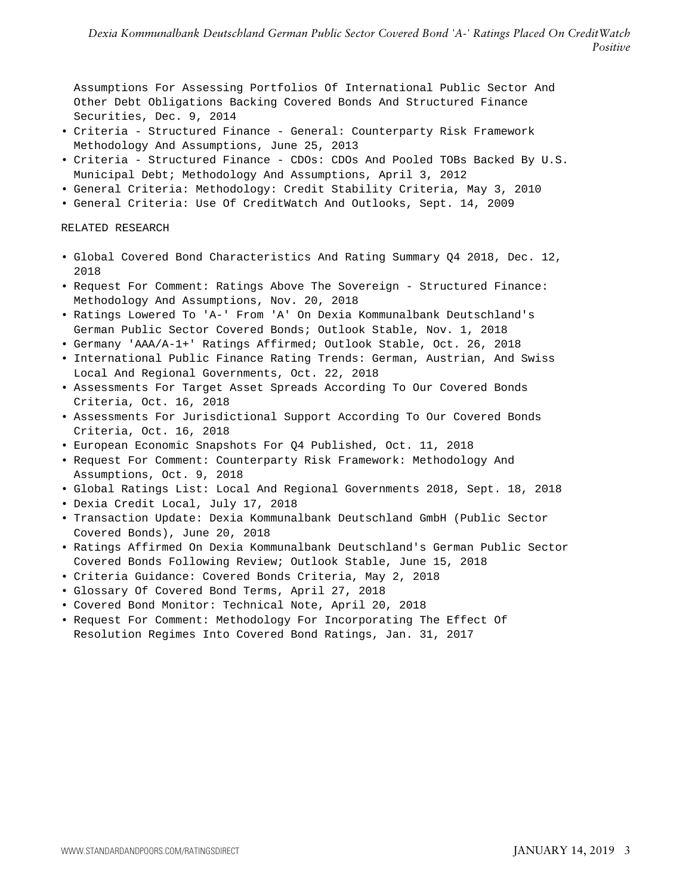Assumptions For Assessing Portfolios Of International Public Sector And Other Debt Obligations Backing Covered Bonds And Structured Finance Securities, Dec. 9, 2014

- Criteria - Structured Finance - General: Counterparty Risk Framework Methodology And Assumptions, June 25, 2013
- Criteria - Structured Finance - CDOs: CDOs And Pooled TOBs Backed By U.S. Municipal Debt; Methodology And Assumptions, April 3, 2012
- General Criteria: Methodology: Credit Stability Criteria, May 3, 2010
- General Criteria: Use Of CreditWatch And Outlooks, Sept. 14, 2009

RELATED RESEARCH

- Global Covered Bond Characteristics And Rating Summary Q4 2018, Dec. 12, 2018
- Request For Comment: Ratings Above The Sovereign - Structured Finance: Methodology And Assumptions, Nov. 20, 2018
- Ratings Lowered To 'A-' From 'A' On Dexia Kommunalbank Deutschland's German Public Sector Covered Bonds; Outlook Stable, Nov. 1, 2018
- Germany 'AAA/A-1+' Ratings Affirmed; Outlook Stable, Oct. 26, 2018
- International Public Finance Rating Trends: German, Austrian, And Swiss Local And Regional Governments, Oct. 22, 2018
- Assessments For Target Asset Spreads According To Our Covered Bonds Criteria, Oct. 16, 2018
- Assessments For Jurisdictional Support According To Our Covered Bonds Criteria, Oct. 16, 2018
- European Economic Snapshots For Q4 Published, Oct. 11, 2018
- Request For Comment: Counterparty Risk Framework: Methodology And Assumptions, Oct. 9, 2018
- Global Ratings List: Local And Regional Governments 2018, Sept. 18, 2018
- Dexia Credit Local, July 17, 2018
- Transaction Update: Dexia Kommunalbank Deutschland GmbH (Public Sector Covered Bonds), June 20, 2018
- Ratings Affirmed On Dexia Kommunalbank Deutschland's German Public Sector Covered Bonds Following Review; Outlook Stable, June 15, 2018
- Criteria Guidance: Covered Bonds Criteria, May 2, 2018
- Glossary Of Covered Bond Terms, April 27, 2018
- Covered Bond Monitor: Technical Note, April 20, 2018
- Request For Comment: Methodology For Incorporating The Effect Of Resolution Regimes Into Covered Bond Ratings, Jan. 31, 2017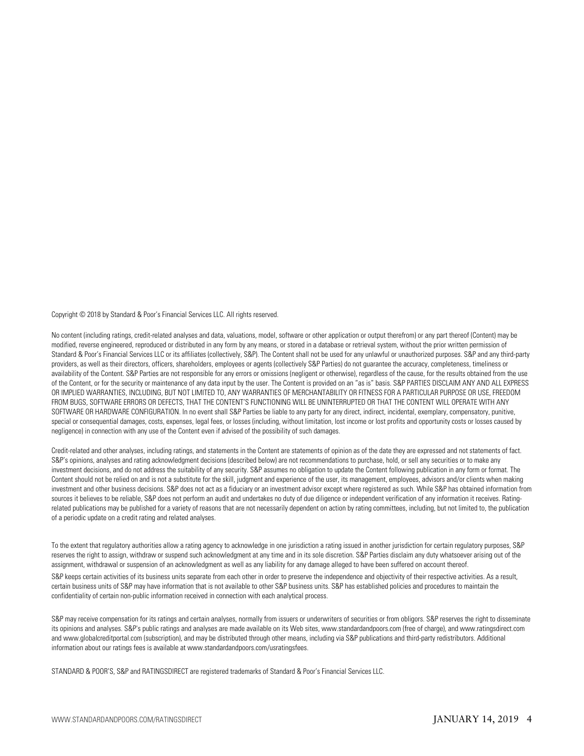Copyright © 2018 by Standard & Poor's Financial Services LLC. All rights reserved.

No content (including ratings, credit-related analyses and data, valuations, model, software or other application or output therefrom) or any part thereof (Content) may be modified, reverse engineered, reproduced or distributed in any form by any means, or stored in a database or retrieval system, without the prior written permission of Standard & Poor's Financial Services LLC or its affiliates (collectively, S&P). The Content shall not be used for any unlawful or unauthorized purposes. S&P and any third-party providers, as well as their directors, officers, shareholders, employees or agents (collectively S&P Parties) do not guarantee the accuracy, completeness, timeliness or availability of the Content. S&P Parties are not responsible for any errors or omissions (negligent or otherwise), regardless of the cause, for the results obtained from the use of the Content, or for the security or maintenance of any data input by the user. The Content is provided on an "as is" basis. S&P PARTIES DISCLAIM ANY AND ALL EXPRESS OR IMPLIED WARRANTIES, INCLUDING, BUT NOT LIMITED TO, ANY WARRANTIES OF MERCHANTABILITY OR FITNESS FOR A PARTICULAR PURPOSE OR USE, FREEDOM FROM BUGS, SOFTWARE ERRORS OR DEFECTS, THAT THE CONTENT'S FUNCTIONING WILL BE UNINTERRUPTED OR THAT THE CONTENT WILL OPERATE WITH ANY SOFTWARE OR HARDWARE CONFIGURATION. In no event shall S&P Parties be liable to any party for any direct, indirect, incidental, exemplary, compensatory, punitive, special or consequential damages, costs, expenses, legal fees, or losses (including, without limitation, lost income or lost profits and opportunity costs or losses caused by negligence) in connection with any use of the Content even if advised of the possibility of such damages.

Credit-related and other analyses, including ratings, and statements in the Content are statements of opinion as of the date they are expressed and not statements of fact. S&P's opinions, analyses and rating acknowledgment decisions (described below) are not recommendations to purchase, hold, or sell any securities or to make any investment decisions, and do not address the suitability of any security. S&P assumes no obligation to update the Content following publication in any form or format. The Content should not be relied on and is not a substitute for the skill, judgment and experience of the user, its management, employees, advisors and/or clients when making investment and other business decisions. S&P does not act as a fiduciary or an investment advisor except where registered as such. While S&P has obtained information from sources it believes to be reliable, S&P does not perform an audit and undertakes no duty of due diligence or independent verification of any information it receives. Rating-related publications may be published for a variety of reasons that are not necessarily dependent on action by rating committees, including, but not limited to, the publication of a periodic update on a credit rating and related analyses.

To the extent that regulatory authorities allow a rating agency to acknowledge in one jurisdiction a rating issued in another jurisdiction for certain regulatory purposes, S&P reserves the right to assign, withdraw or suspend such acknowledgment at any time and in its sole discretion. S&P Parties disclaim any duty whatsoever arising out of the assignment, withdrawal or suspension of an acknowledgment as well as any liability for any damage alleged to have been suffered on account thereof.

S&P keeps certain activities of its business units separate from each other in order to preserve the independence and objectivity of their respective activities. As a result, certain business units of S&P may have information that is not available to other S&P business units. S&P has established policies and procedures to maintain the confidentiality of certain non-public information received in connection with each analytical process.

S&P may receive compensation for its ratings and certain analyses, normally from issuers or underwriters of securities or from obligors. S&P reserves the right to disseminate its opinions and analyses. S&P's public ratings and analyses are made available on its Web sites, www.standardandpoors.com (free of charge), and www.ratingsdirect.com and www.globalcreditportal.com (subscription), and may be distributed through other means, including via S&P publications and third-party redistributors. Additional information about our ratings fees is available at www.standardandpoors.com/usratingsfees.

STANDARD & POOR'S, S&P and RATINGSDIRECT are registered trademarks of Standard & Poor's Financial Services LLC.